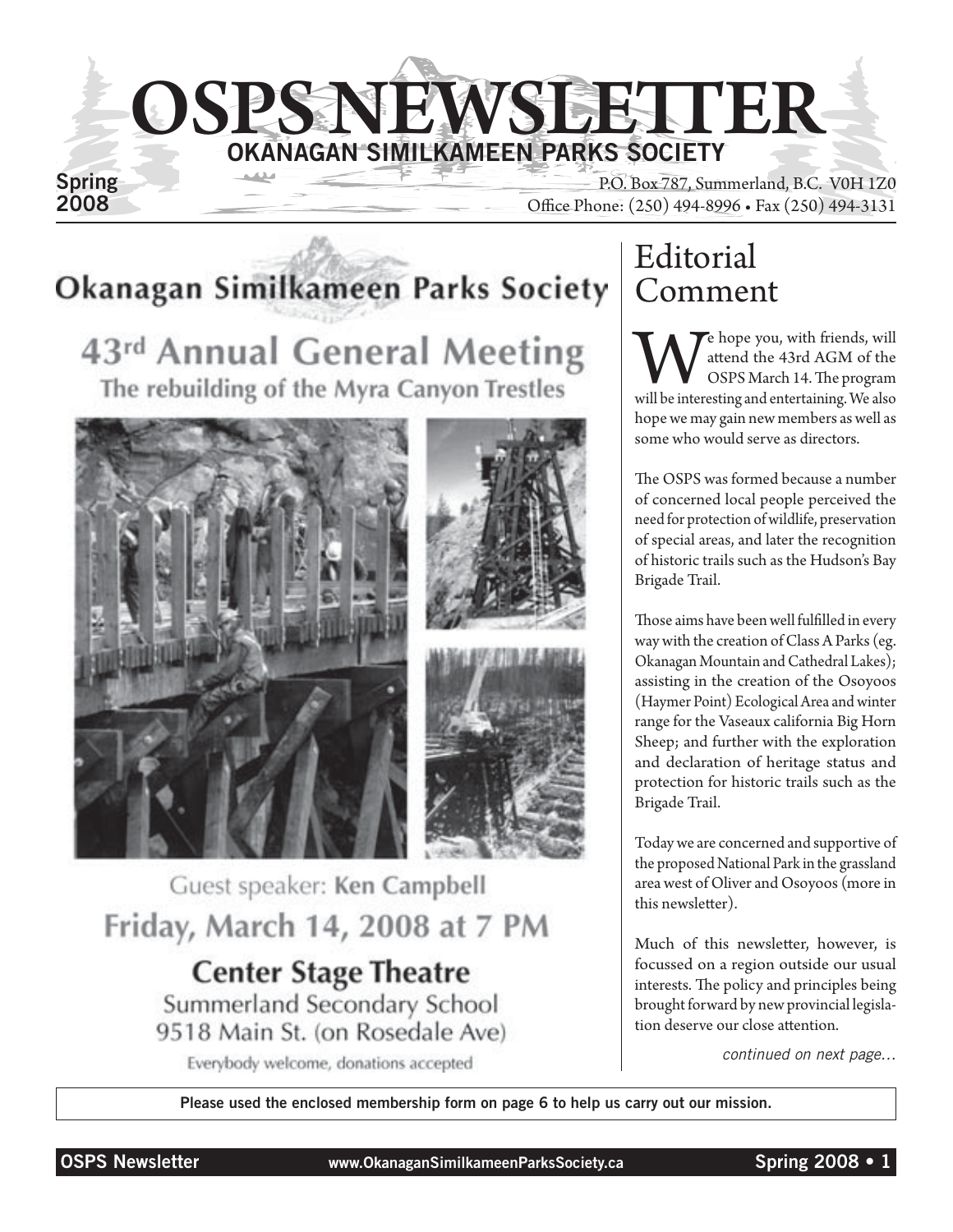# OSPS NEWSLETTER

## OKANAGAN SIMILKAMEEN PARKS SOCIETY

Spring 2008

P.O. Box 787, Summerland, B.C. V0H 1Z0
Office Phone: (250) 494-8996 • Fax (250) 494-3131

## Okanagan Similkameen Parks Society

### 43rd Annual General Meeting

The rebuilding of the Myra Canyon Trestles

Guest speaker: **Ken Campbell**

**Friday, March 14, 2008 at 7 PM**

**Center Stage Theatre**

Summerland Secondary School
9518 Main St. (on Rosedale Ave)

Everybody welcome, donations accepted

## Editorial Comment

We hope you, with friends, will attend the 43rd AGM of the OSPS March 14. The program will be interesting and entertaining. We also hope we may gain new members as well as some who would serve as directors.

The OSPS was formed because a number of concerned local people perceived the need for protection of wildlife, preservation of special areas, and later the recognition of historic trails such as the Hudson's Bay Brigade Trail.

Those aims have been well fulfilled in every way with the creation of Class A Parks (eg. Okanagan Mountain and Cathedral Lakes); assisting in the creation of the Osoyoos (Haymer Point) Ecological Area and winter range for the Vaseaux california Big Horn Sheep; and further with the exploration and declaration of heritage status and protection for historic trails such as the Brigade Trail.

Today we are concerned and supportive of the proposed National Park in the grassland area west of Oliver and Osoyoos (more in this newsletter).

Much of this newsletter, however, is focussed on a region outside our usual interests. The policy and principles being brought forward by new provincial legislation deserve our close attention.

*continued on next page...*

**Please used the enclosed membership form on page 6 to help us carry out our mission.**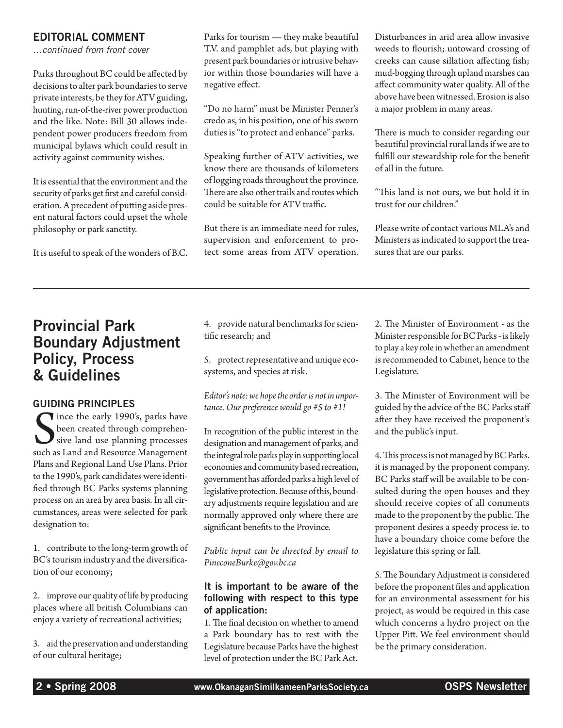## EDITORIAL COMMENT

*…continued from front cover*

Parks throughout BC could be affected by decisions to alter park boundaries to serve private interests, be they for ATV guiding, hunting, run-of-the-river power production and the like. Note: Bill 30 allows independent power producers freedom from municipal bylaws which could result in activity against community wishes.

It is essential that the environment and the security of parks get first and careful consideration. A precedent of putting aside present natural factors could upset the whole philosophy or park sanctity.

It is useful to speak of the wonders of B.C. Parks for tourism — they make beautiful T.V. and pamphlet ads, but playing with present park boundaries or intrusive behavior within those boundaries will have a negative effect.

"Do no harm" must be Minister Penner's credo as, in his position, one of his sworn duties is "to protect and enhance" parks.

Speaking further of ATV activities, we know there are thousands of kilometers of logging roads throughout the province. There are also other trails and routes which could be suitable for ATV traffic.

But there is an immediate need for rules, supervision and enforcement to protect some areas from ATV operation. Disturbances in arid area allow invasive weeds to flourish; untoward crossing of creeks can cause sillation affecting fish; mud-bogging through upland marshes can affect community water quality. All of the above have been witnessed. Erosion is also a major problem in many areas.

There is much to consider regarding our beautiful provincial rural lands if we are to fulfill our stewardship role for the benefit of all in the future.

"This land is not ours, we but hold it in trust for our children."

Please write of contact various MLA's and Ministers as indicated to support the treasures that are our parks.

---

# Provincial Park Boundary Adjustment Policy, Process & Guidelines

### GUIDING PRINCIPLES

Since the early 1990's, parks have been created through comprehensive land use planning processes such as Land and Resource Management Plans and Regional Land Use Plans. Prior to the 1990's, park candidates were identified through BC Parks systems planning process on an area by area basis. In all circumstances, areas were selected for park designation to:

1. contribute to the long-term growth of BC's tourism industry and the diversification of our economy;

2. improve our quality of life by producing places where all british Columbians can enjoy a variety of recreational activities;

3. aid the preservation and understanding of our cultural heritage;

4. provide natural benchmarks for scientific research; and

5. protect representative and unique ecosystems, and species at risk.

*Editor's note: we hope the order is not in importance. Our preference would go #5 to #1!*

In recognition of the public interest in the designation and management of parks, and the integral role parks play in supporting local economies and community based recreation, government has afforded parks a high level of legislative protection. Because of this, boundary adjustments require legislation and are normally approved only where there are significant benefits to the Province.

*Public input can be directed by email to PineconeBurke@gov.bc.ca*

**It is important to be aware of the following with respect to this type of application:**

1. The final decision on whether to amend a Park boundary has to rest with the Legislature because Parks have the highest level of protection under the BC Park Act.

2. The Minister of Environment - as the Minister responsible for BC Parks - is likely to play a key role in whether an amendment is recommended to Cabinet, hence to the Legislature.

3. The Minister of Environment will be guided by the advice of the BC Parks staff after they have received the proponent's and the public's input.

4. This process is not managed by BC Parks. it is managed by the proponent company. BC Parks staff will be available to be consulted during the open houses and they should receive copies of all comments made to the proponent by the public. The proponent desires a speedy process ie. to have a boundary choice come before the legislature this spring or fall.

5. The Boundary Adjustment is considered before the proponent files and application for an environmental assessment for his project, as would be required in this case which concerns a hydro project on the Upper Pitt. We feel environment should be the primary consideration.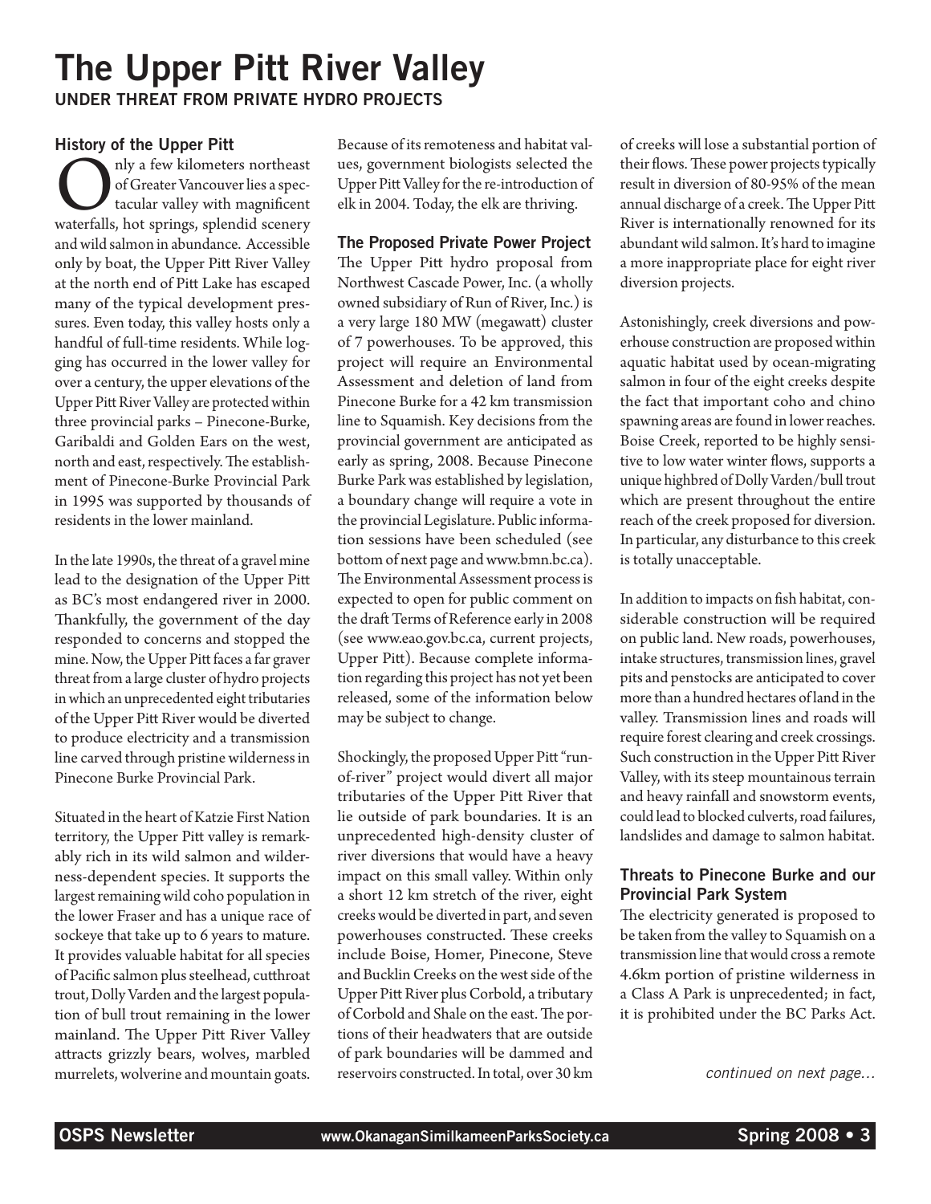# The Upper Pitt River Valley

**UNDER THREAT FROM PRIVATE HYDRO PROJECTS**

## History of the Upper Pitt

Only a few kilometers northeast of Greater Vancouver lies a spectacular valley with magnificent waterfalls, hot springs, splendid scenery and wild salmon in abundance. Accessible only by boat, the Upper Pitt River Valley at the north end of Pitt Lake has escaped many of the typical development pressures. Even today, this valley hosts only a handful of full-time residents. While logging has occurred in the lower valley for over a century, the upper elevations of the Upper Pitt River Valley are protected within three provincial parks – Pinecone-Burke, Garibaldi and Golden Ears on the west, north and east, respectively. The establishment of Pinecone-Burke Provincial Park in 1995 was supported by thousands of residents in the lower mainland.

In the late 1990s, the threat of a gravel mine lead to the designation of the Upper Pitt as BC's most endangered river in 2000. Thankfully, the government of the day responded to concerns and stopped the mine. Now, the Upper Pitt faces a far graver threat from a large cluster of hydro projects in which an unprecedented eight tributaries of the Upper Pitt River would be diverted to produce electricity and a transmission line carved through pristine wilderness in Pinecone Burke Provincial Park.

Situated in the heart of Katzie First Nation territory, the Upper Pitt valley is remarkably rich in its wild salmon and wilderness-dependent species. It supports the largest remaining wild coho population in the lower Fraser and has a unique race of sockeye that take up to 6 years to mature. It provides valuable habitat for all species of Pacific salmon plus steelhead, cutthroat trout, Dolly Varden and the largest population of bull trout remaining in the lower mainland. The Upper Pitt River Valley attracts grizzly bears, wolves, marbled murrelets, wolverine and mountain goats.

Because of its remoteness and habitat values, government biologists selected the Upper Pitt Valley for the re-introduction of elk in 2004. Today, the elk are thriving.

## The Proposed Private Power Project

The Upper Pitt hydro proposal from Northwest Cascade Power, Inc. (a wholly owned subsidiary of Run of River, Inc.) is a very large 180 MW (megawatt) cluster of 7 powerhouses. To be approved, this project will require an Environmental Assessment and deletion of land from Pinecone Burke for a 42 km transmission line to Squamish. Key decisions from the provincial government are anticipated as early as spring, 2008. Because Pinecone Burke Park was established by legislation, a boundary change will require a vote in the provincial Legislature. Public information sessions have been scheduled (see bottom of next page and www.bmn.bc.ca). The Environmental Assessment process is expected to open for public comment on the draft Terms of Reference early in 2008 (see www.eao.gov.bc.ca, current projects, Upper Pitt). Because complete information regarding this project has not yet been released, some of the information below may be subject to change.

Shockingly, the proposed Upper Pitt "run-of-river" project would divert all major tributaries of the Upper Pitt River that lie outside of park boundaries. It is an unprecedented high-density cluster of river diversions that would have a heavy impact on this small valley. Within only a short 12 km stretch of the river, eight creeks would be diverted in part, and seven powerhouses constructed. These creeks include Boise, Homer, Pinecone, Steve and Bucklin Creeks on the west side of the Upper Pitt River plus Corbold, a tributary of Corbold and Shale on the east. The portions of their headwaters that are outside of park boundaries will be dammed and reservoirs constructed. In total, over 30 km of creeks will lose a substantial portion of their flows. These power projects typically result in diversion of 80-95% of the mean annual discharge of a creek. The Upper Pitt River is internationally renowned for its abundant wild salmon. It's hard to imagine a more inappropriate place for eight river diversion projects.

Astonishingly, creek diversions and powerhouse construction are proposed within aquatic habitat used by ocean-migrating salmon in four of the eight creeks despite the fact that important coho and chino spawning areas are found in lower reaches. Boise Creek, reported to be highly sensitive to low water winter flows, supports a unique highbred of Dolly Varden/bull trout which are present throughout the entire reach of the creek proposed for diversion. In particular, any disturbance to this creek is totally unacceptable.

In addition to impacts on fish habitat, considerable construction will be required on public land. New roads, powerhouses, intake structures, transmission lines, gravel pits and penstocks are anticipated to cover more than a hundred hectares of land in the valley. Transmission lines and roads will require forest clearing and creek crossings. Such construction in the Upper Pitt River Valley, with its steep mountainous terrain and heavy rainfall and snowstorm events, could lead to blocked culverts, road failures, landslides and damage to salmon habitat.

## Threats to Pinecone Burke and our Provincial Park System

The electricity generated is proposed to be taken from the valley to Squamish on a transmission line that would cross a remote 4.6km portion of pristine wilderness in a Class A Park is unprecedented; in fact, it is prohibited under the BC Parks Act.

*continued on next page...*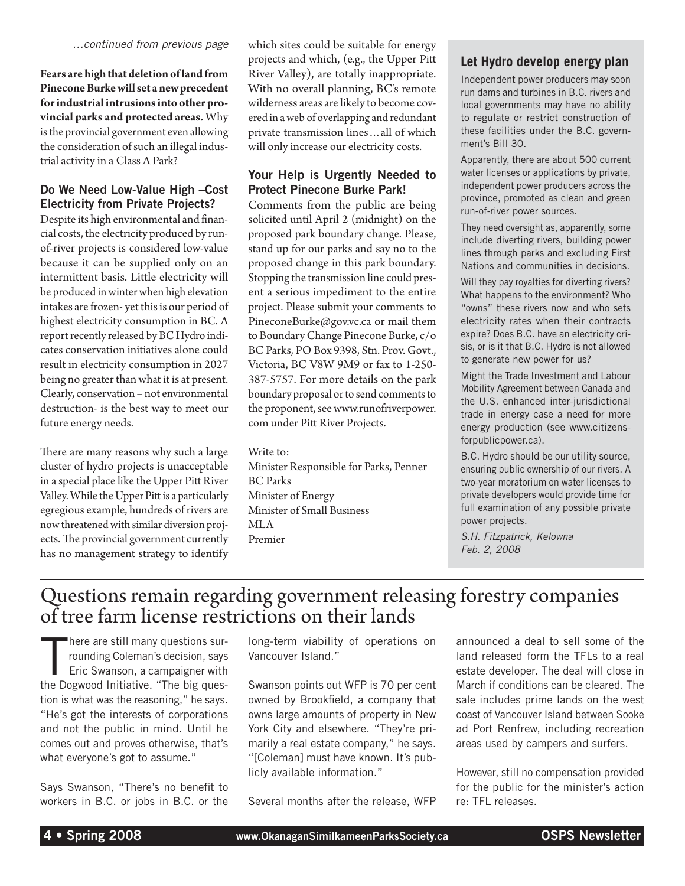*...continued from previous page*

**Fears are high that deletion of land from Pinecone Burke will set a new precedent for industrial intrusions into other provincial parks and protected areas.** Why is the provincial government even allowing the consideration of such an illegal industrial activity in a Class A Park?

### Do We Need Low-Value High –Cost Electricity from Private Projects?

Despite its high environmental and financial costs, the electricity produced by run-of-river projects is considered low-value because it can be supplied only on an intermittent basis. Little electricity will be produced in winter when high elevation intakes are frozen- yet this is our period of highest electricity consumption in BC. A report recently released by BC Hydro indicates conservation initiatives alone could result in electricity consumption in 2027 being no greater than what it is at present. Clearly, conservation – not environmental destruction- is the best way to meet our future energy needs.

There are many reasons why such a large cluster of hydro projects is unacceptable in a special place like the Upper Pitt River Valley. While the Upper Pitt is a particularly egregious example, hundreds of rivers are now threatened with similar diversion projects. The provincial government currently has no management strategy to identify which sites could be suitable for energy projects and which, (e.g., the Upper Pitt River Valley), are totally inappropriate. With no overall planning, BC's remote wilderness areas are likely to become covered in a web of overlapping and redundant private transmission lines... all of which will only increase our electricity costs.

### Your Help is Urgently Needed to Protect Pinecone Burke Park!

Comments from the public are being solicited until April 2 (midnight) on the proposed park boundary change. Please, stand up for our parks and say no to the proposed change in this park boundary. Stopping the transmission line could present a serious impediment to the entire project. Please submit your comments to PineconeBurke@gov.vc.ca or mail them to Boundary Change Pinecone Burke, c/o BC Parks, PO Box 9398, Stn. Prov. Govt., Victoria, BC V8W 9M9 or fax to 1-250-387-5757. For more details on the park boundary proposal or to send comments to the proponent, see www.runofriverpower.com under Pitt River Projects.

Write to:
Minister Responsible for Parks, Penner
BC Parks
Minister of Energy
Minister of Small Business
MLA
Premier

### Let Hydro develop energy plan

Independent power producers may soon run dams and turbines in B.C. rivers and local governments may have no ability to regulate or restrict construction of these facilities under the B.C. government's Bill 30.

Apparently, there are about 500 current water licenses or applications by private, independent power producers across the province, promoted as clean and green run-of-river power sources.

They need oversight as, apparently, some include diverting rivers, building power lines through parks and excluding First Nations and communities in decisions.

Will they pay royalties for diverting rivers? What happens to the environment? Who "owns" these rivers now and who sets electricity rates when their contracts expire? Does B.C. have an electricity crisis, or is it that B.C. Hydro is not allowed to generate new power for us?

Might the Trade Investment and Labour Mobility Agreement between Canada and the U.S. enhanced inter-jurisdictional trade in energy case a need for more energy production (see www.citizensforpublicpower.ca).

B.C. Hydro should be our utility source, ensuring public ownership of our rivers. A two-year moratorium on water licenses to private developers would provide time for full examination of any possible private power projects.

*S.H. Fitzpatrick, Kelowna*
*Feb. 2, 2008*

## Questions remain regarding government releasing forestry companies of tree farm license restrictions on their lands

There are still many questions surrounding Coleman's decision, says Eric Swanson, a campaigner with the Dogwood Initiative. "The big question is what was the reasoning," he says. "He's got the interests of corporations and not the public in mind. Until he comes out and proves otherwise, that's what everyone's got to assume."

Says Swanson, "There's no benefit to workers in B.C. or jobs in B.C. or the long-term viability of operations on Vancouver Island."

Swanson points out WFP is 70 per cent owned by Brookfield, a company that owns large amounts of property in New York City and elsewhere. "They're primarily a real estate company," he says. "[Coleman] must have known. It's publicly available information."

Several months after the release, WFP announced a deal to sell some of the land released form the TFLs to a real estate developer. The deal will close in March if conditions can be cleared. The sale includes prime lands on the west coast of Vancouver Island between Sooke ad Port Renfrew, including recreation areas used by campers and surfers.

However, still no compensation provided for the public for the minister's action re: TFL releases.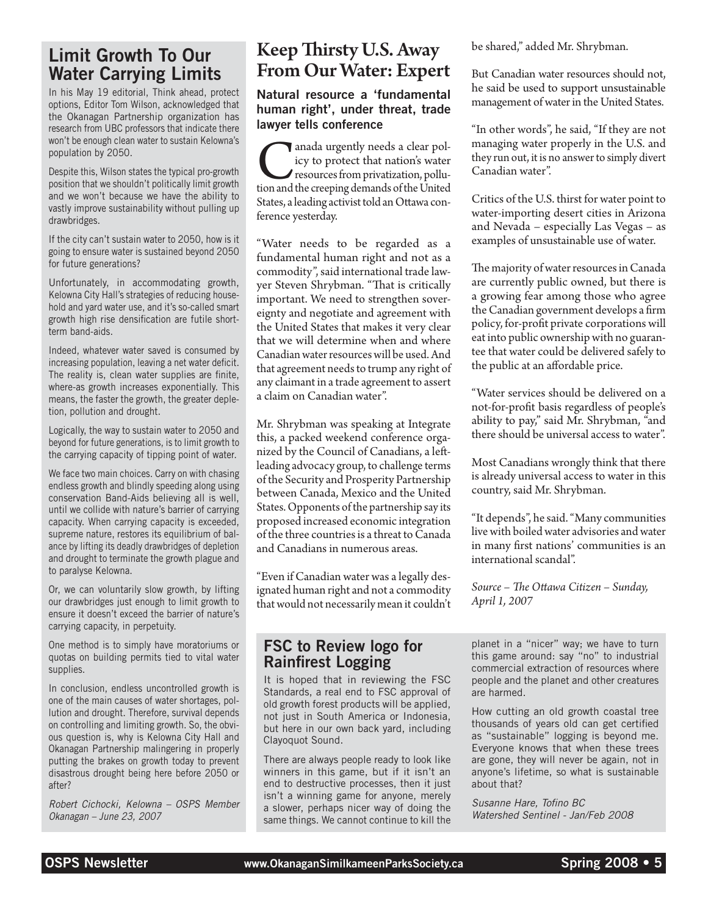## Limit Growth To Our Water Carrying Limits

In his May 19 editorial, Think ahead, protect options, Editor Tom Wilson, acknowledged that the Okanagan Partnership organization has research from UBC professors that indicate there won't be enough clean water to sustain Kelowna's population by 2050.

Despite this, Wilson states the typical pro-growth position that we shouldn't politically limit growth and we won't because we have the ability to vastly improve sustainability without pulling up drawbridges.

If the city can't sustain water to 2050, how is it going to ensure water is sustained beyond 2050 for future generations?

Unfortunately, in accommodating growth, Kelowna City Hall's strategies of reducing household and yard water use, and it's so-called smart growth high rise densification are futile short-term band-aids.

Indeed, whatever water saved is consumed by increasing population, leaving a net water deficit. The reality is, clean water supplies are finite, where-as growth increases exponentially. This means, the faster the growth, the greater depletion, pollution and drought.

Logically, the way to sustain water to 2050 and beyond for future generations, is to limit growth to the carrying capacity of tipping point of water.

We face two main choices. Carry on with chasing endless growth and blindly speeding along using conservation Band-Aids believing all is well, until we collide with nature's barrier of carrying capacity. When carrying capacity is exceeded, supreme nature, restores its equilibrium of balance by lifting its deadly drawbridges of depletion and drought to terminate the growth plague and to paralyse Kelowna.

Or, we can voluntarily slow growth, by lifting our drawbridges just enough to limit growth to ensure it doesn't exceed the barrier of nature's carrying capacity, in perpetuity.

One method is to simply have moratoriums or quotas on building permits tied to vital water supplies.

In conclusion, endless uncontrolled growth is one of the main causes of water shortages, pollution and drought. Therefore, survival depends on controlling and limiting growth. So, the obvious question is, why is Kelowna City Hall and Okanagan Partnership malingering in properly putting the brakes on growth today to prevent disastrous drought being here before 2050 or after?

*Robert Cichocki, Kelowna – OSPS Member Okanagan – June 23, 2007*

## Keep Thirsty U.S. Away From Our Water: Expert

**Natural resource a 'fundamental human right', under threat, trade lawyer tells conference**

Canada urgently needs a clear policy to protect that nation's water resources from privatization, pollution and the creeping demands of the United States, a leading activist told an Ottawa conference yesterday.

"Water needs to be regarded as a fundamental human right and not as a commodity", said international trade lawyer Steven Shrybman. "That is critically important. We need to strengthen sovereignty and negotiate and agreement with the United States that makes it very clear that we will determine when and where Canadian water resources will be used. And that agreement needs to trump any right of any claimant in a trade agreement to assert a claim on Canadian water".

Mr. Shrybman was speaking at Integrate this, a packed weekend conference organized by the Council of Canadians, a left-leading advocacy group, to challenge terms of the Security and Prosperity Partnership between Canada, Mexico and the United States. Opponents of the partnership say its proposed increased economic integration of the three countries is a threat to Canada and Canadians in numerous areas.

"Even if Canadian water was a legally designated human right and not a commodity that would not necessarily mean it couldn't be shared," added Mr. Shrybman.

But Canadian water resources should not, he said be used to support unsustainable management of water in the United States.

"In other words", he said, "If they are not managing water properly in the U.S. and they run out, it is no answer to simply divert Canadian water".

Critics of the U.S. thirst for water point to water-importing desert cities in Arizona and Nevada – especially Las Vegas – as examples of unsustainable use of water.

The majority of water resources in Canada are currently public owned, but there is a growing fear among those who agree the Canadian government develops a firm policy, for-profit private corporations will eat into public ownership with no guarantee that water could be delivered safely to the public at an affordable price.

"Water services should be delivered on a not-for-profit basis regardless of people's ability to pay," said Mr. Shrybman, "and there should be universal access to water".

Most Canadians wrongly think that there is already universal access to water in this country, said Mr. Shrybman.

"It depends", he said. "Many communities live with boiled water advisories and water in many first nations' communities is an international scandal".

*Source – The Ottawa Citizen – Sunday, April 1, 2007*

## FSC to Review logo for Rainfirest Logging

It is hoped that in reviewing the FSC Standards, a real end to FSC approval of old growth forest products will be applied, not just in South America or Indonesia, but here in our own back yard, including Clayoquot Sound.

There are always people ready to look like winners in this game, but if it isn't an end to destructive processes, then it just isn't a winning game for anyone, merely a slower, perhaps nicer way of doing the same things. We cannot continue to kill the planet in a "nicer" way; we have to turn this game around: say "no" to industrial commercial extraction of resources where people and the planet and other creatures are harmed.

How cutting an old growth coastal tree thousands of years old can get certified as "sustainable" logging is beyond me. Everyone knows that when these trees are gone, they will never be again, not in anyone's lifetime, so what is sustainable about that?

*Susanne Hare, Tofino BC*
*Watershed Sentinel - Jan/Feb 2008*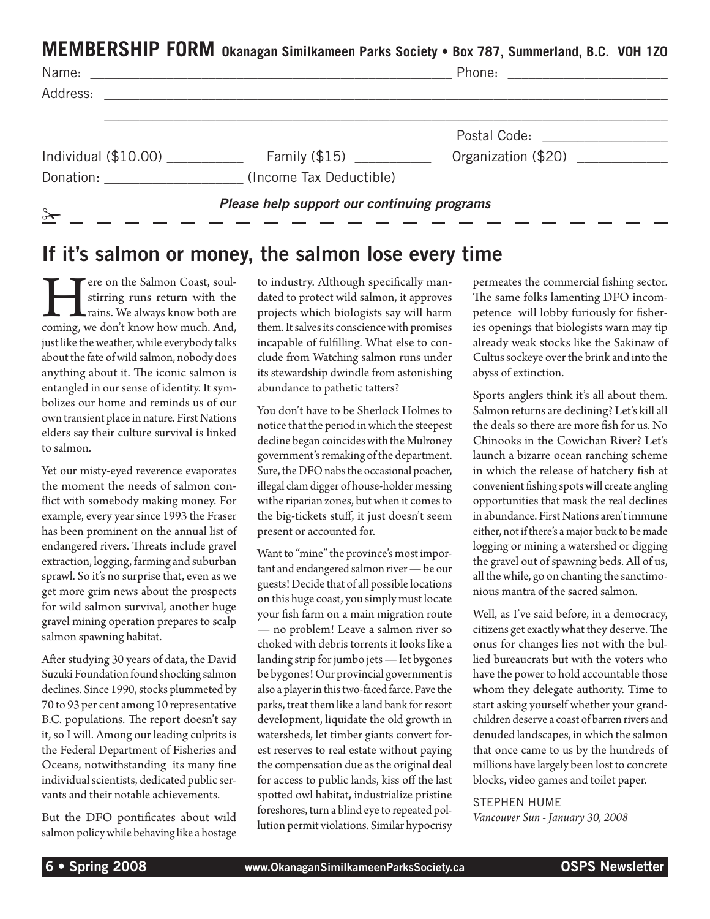## MEMBERSHIP FORM Okanagan Similkameen Parks Society • Box 787, Summerland, B.C. V0H 1Z0

Name: ______________________________ Phone: ____________________

Address: ________________________________________________

________________________________________________

Postal Code: ______________

Individual ($10.00) __________ Family ($15) __________ Organization ($20) ____________

Donation: __________________ (Income Tax Deductible)

***Please help support our continuing programs***

## If it's salmon or money, the salmon lose every time

Here on the Salmon Coast, soul-stirring runs return with the rains. We always know both are coming, we don't know how much. And, just like the weather, while everybody talks about the fate of wild salmon, nobody does anything about it. The iconic salmon is entangled in our sense of identity. It symbolizes our home and reminds us of our own transient place in nature. First Nations elders say their culture survival is linked to salmon.

Yet our misty-eyed reverence evaporates the moment the needs of salmon conflict with somebody making money. For example, every year since 1993 the Fraser has been prominent on the annual list of endangered rivers. Threats include gravel extraction, logging, farming and suburban sprawl. So it's no surprise that, even as we get more grim news about the prospects for wild salmon survival, another huge gravel mining operation prepares to scalp salmon spawning habitat.

After studying 30 years of data, the David Suzuki Foundation found shocking salmon declines. Since 1990, stocks plummeted by 70 to 93 per cent among 10 representative B.C. populations. The report doesn't say it, so I will. Among our leading culprits is the Federal Department of Fisheries and Oceans, notwithstanding its many fine individual scientists, dedicated public servants and their notable achievements.

But the DFO pontificates about wild salmon policy while behaving like a hostage to industry. Although specifically mandated to protect wild salmon, it approves projects which biologists say will harm them. It salves its conscience with promises incapable of fulfilling. What else to conclude from Watching salmon runs under its stewardship dwindle from astonishing abundance to pathetic tatters?

You don't have to be Sherlock Holmes to notice that the period in which the steepest decline began coincides with the Mulroney government's remaking of the department. Sure, the DFO nabs the occasional poacher, illegal clam digger of house-holder messing withe riparian zones, but when it comes to the big-tickets stuff, it just doesn't seem present or accounted for.

Want to "mine" the province's most important and endangered salmon river — be our guests! Decide that of all possible locations on this huge coast, you simply must locate your fish farm on a main migration route — no problem! Leave a salmon river so choked with debris torrents it looks like a landing strip for jumbo jets — let bygones be bygones! Our provincial government is also a player in this two-faced farce. Pave the parks, treat them like a land bank for resort development, liquidate the old growth in watersheds, let timber giants convert forest reserves to real estate without paying the compensation due as the original deal for access to public lands, kiss off the last spotted owl habitat, industrialize pristine foreshores, turn a blind eye to repeated pollution permit violations. Similar hypocrisy permeates the commercial fishing sector. The same folks lamenting DFO incompetence will lobby furiously for fisheries openings that biologists warn may tip already weak stocks like the Sakinaw of Cultus sockeye over the brink and into the abyss of extinction.

Sports anglers think it's all about them. Salmon returns are declining? Let's kill all the deals so there are more fish for us. No Chinooks in the Cowichan River? Let's launch a bizarre ocean ranching scheme in which the release of hatchery fish at convenient fishing spots will create angling opportunities that mask the real declines in abundance. First Nations aren't immune either, not if there's a major buck to be made logging or mining a watershed or digging the gravel out of spawning beds. All of us, all the while, go on chanting the sanctimonious mantra of the sacred salmon.

Well, as I've said before, in a democracy, citizens get exactly what they deserve. The onus for changes lies not with the bullied bureaucrats but with the voters who have the power to hold accountable those whom they delegate authority. Time to start asking yourself whether your grandchildren deserve a coast of barren rivers and denuded landscapes, in which the salmon that once came to us by the hundreds of millions have largely been lost to concrete blocks, video games and toilet paper.

STEPHEN HUME
*Vancouver Sun - January 30, 2008*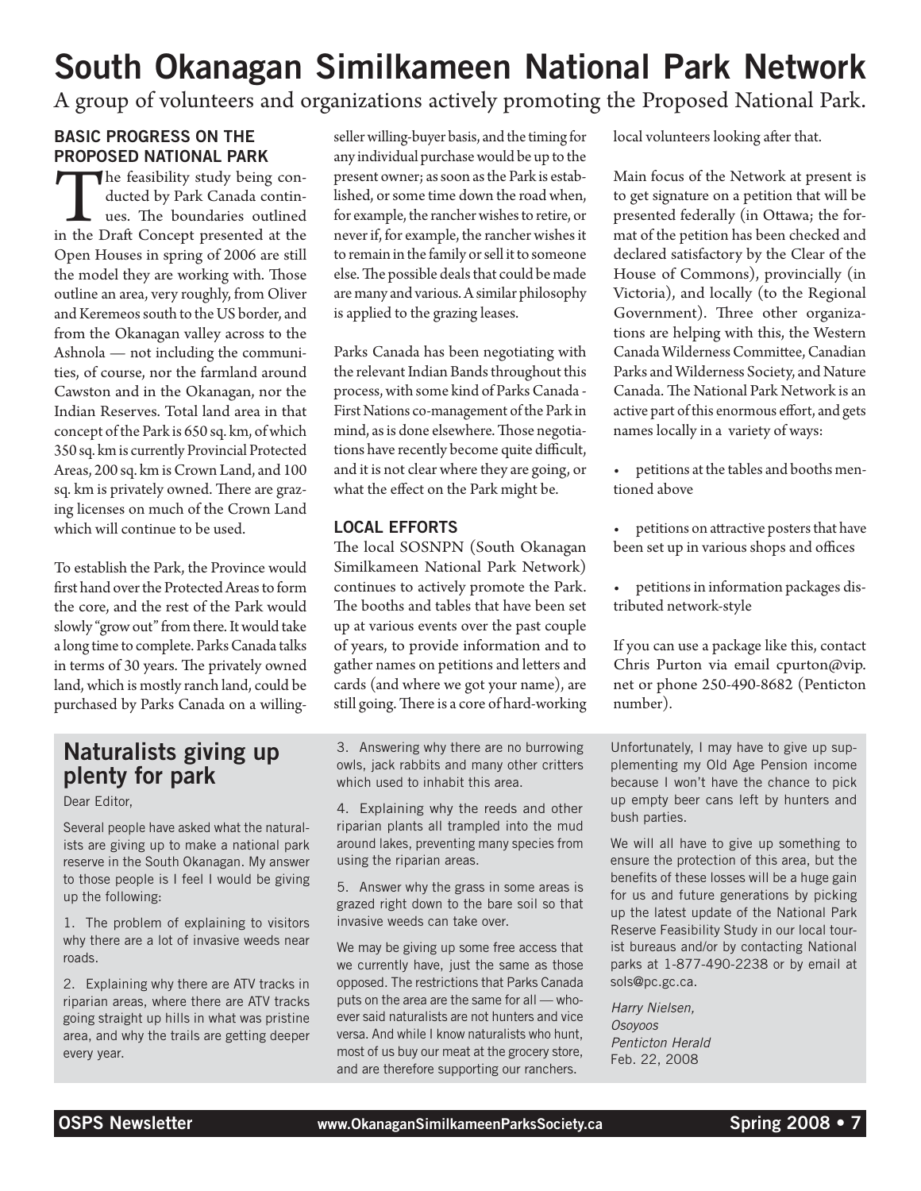# South Okanagan Similkameen National Park Network

A group of volunteers and organizations actively promoting the Proposed National Park.

## BASIC PROGRESS ON THE PROPOSED NATIONAL PARK

The feasibility study being conducted by Park Canada continues. The boundaries outlined in the Draft Concept presented at the Open Houses in spring of 2006 are still the model they are working with. Those outline an area, very roughly, from Oliver and Keremeos south to the US border, and from the Okanagan valley across to the Ashnola — not including the communities, of course, nor the farmland around Cawston and in the Okanagan, nor the Indian Reserves. Total land area in that concept of the Park is 650 sq. km, of which 350 sq. km is currently Provincial Protected Areas, 200 sq. km is Crown Land, and 100 sq. km is privately owned. There are grazing licenses on much of the Crown Land which will continue to be used.

To establish the Park, the Province would first hand over the Protected Areas to form the core, and the rest of the Park would slowly "grow out" from there. It would take a long time to complete. Parks Canada talks in terms of 30 years. The privately owned land, which is mostly ranch land, could be purchased by Parks Canada on a willing-seller willing-buyer basis, and the timing for any individual purchase would be up to the present owner; as soon as the Park is established, or some time down the road when, for example, the rancher wishes to retire, or never if, for example, the rancher wishes it to remain in the family or sell it to someone else. The possible deals that could be made are many and various. A similar philosophy is applied to the grazing leases.

Parks Canada has been negotiating with the relevant Indian Bands throughout this process, with some kind of Parks Canada - First Nations co-management of the Park in mind, as is done elsewhere. Those negotiations have recently become quite difficult, and it is not clear where they are going, or what the effect on the Park might be.

## LOCAL EFFORTS

The local SOSNPN (South Okanagan Similkameen National Park Network) continues to actively promote the Park. The booths and tables that have been set up at various events over the past couple of years, to provide information and to gather names on petitions and letters and cards (and where we got your name), are still going. There is a core of hard-working local volunteers looking after that.

Main focus of the Network at present is to get signature on a petition that will be presented federally (in Ottawa; the format of the petition has been checked and declared satisfactory by the Clear of the House of Commons), provincially (in Victoria), and locally (to the Regional Government). Three other organizations are helping with this, the Western Canada Wilderness Committee, Canadian Parks and Wilderness Society, and Nature Canada. The National Park Network is an active part of this enormous effort, and gets names locally in a variety of ways:

- petitions at the tables and booths mentioned above
- petitions on attractive posters that have been set up in various shops and offices
- petitions in information packages distributed network-style

If you can use a package like this, contact Chris Purton via email cpurton@vip.net or phone 250-490-8682 (Penticton number).

## Naturalists giving up plenty for park

Dear Editor,

Several people have asked what the naturalists are giving up to make a national park reserve in the South Okanagan. My answer to those people is I feel I would be giving up the following:

1. The problem of explaining to visitors why there are a lot of invasive weeds near roads.

2. Explaining why there are ATV tracks in riparian areas, where there are ATV tracks going straight up hills in what was pristine area, and why the trails are getting deeper every year.

3. Answering why there are no burrowing owls, jack rabbits and many other critters which used to inhabit this area.

4. Explaining why the reeds and other riparian plants all trampled into the mud around lakes, preventing many species from using the riparian areas.

5. Answer why the grass in some areas is grazed right down to the bare soil so that invasive weeds can take over.

We may be giving up some free access that we currently have, just the same as those opposed. The restrictions that Parks Canada puts on the area are the same for all — whoever said naturalists are not hunters and vice versa. And while I know naturalists who hunt, most of us buy our meat at the grocery store, and are therefore supporting our ranchers.

Unfortunately, I may have to give up supplementing my Old Age Pension income because I won't have the chance to pick up empty beer cans left by hunters and bush parties.

We will all have to give up something to ensure the protection of this area, but the benefits of these losses will be a huge gain for us and future generations by picking up the latest update of the National Park Reserve Feasibility Study in our local tourist bureaus and/or by contacting National parks at 1-877-490-2238 or by email at sols@pc.gc.ca.

*Harry Nielsen,*
*Osoyoos*
*Penticton Herald*
Feb. 22, 2008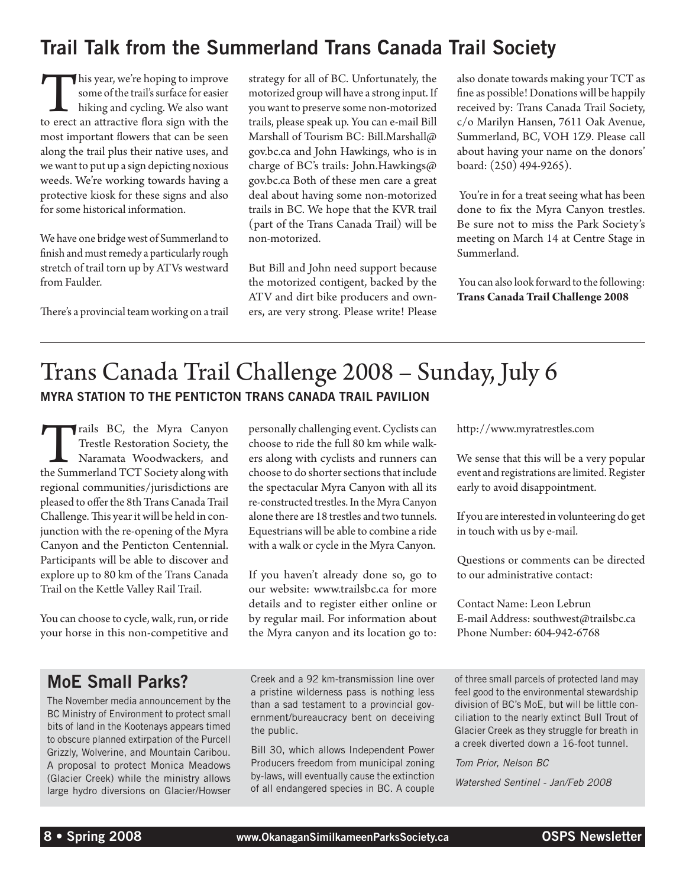## Trail Talk from the Summerland Trans Canada Trail Society

This year, we're hoping to improve some of the trail's surface for easier hiking and cycling. We also want to erect an attractive flora sign with the most important flowers that can be seen along the trail plus their native uses, and we want to put up a sign depicting noxious weeds. We're working towards having a protective kiosk for these signs and also for some historical information.

We have one bridge west of Summerland to finish and must remedy a particularly rough stretch of trail torn up by ATVs westward from Faulder.

There's a provincial team working on a trail strategy for all of BC. Unfortunately, the motorized group will have a strong input. If you want to preserve some non-motorized trails, please speak up. You can e-mail Bill Marshall of Tourism BC: Bill.Marshall@gov.bc.ca and John Hawkings, who is in charge of BC's trails: John.Hawkings@gov.bc.ca Both of these men care a great deal about having some non-motorized trails in BC. We hope that the KVR trail (part of the Trans Canada Trail) will be non-motorized.

But Bill and John need support because the motorized contigent, backed by the ATV and dirt bike producers and owners, are very strong. Please write! Please also donate towards making your TCT as fine as possible! Donations will be happily received by: Trans Canada Trail Society, c/o Marilyn Hansen, 7611 Oak Avenue, Summerland, BC, V0H 1Z9. Please call about having your name on the donors' board: (250) 494-9265).

You're in for a treat seeing what has been done to fix the Myra Canyon trestles. Be sure not to miss the Park Society's meeting on March 14 at Centre Stage in Summerland.

You can also look forward to the following: **Trans Canada Trail Challenge 2008**

# Trans Canada Trail Challenge 2008 – Sunday, July 6

**MYRA STATION TO THE PENTICTON TRANS CANADA TRAIL PAVILION**

Trails BC, the Myra Canyon Trestle Restoration Society, the Naramata Woodwackers, and the Summerland TCT Society along with regional communities/jurisdictions are pleased to offer the 8th Trans Canada Trail Challenge. This year it will be held in conjunction with the re-opening of the Myra Canyon and the Penticton Centennial. Participants will be able to discover and explore up to 80 km of the Trans Canada Trail on the Kettle Valley Rail Trail.

You can choose to cycle, walk, run, or ride your horse in this non-competitive and personally challenging event. Cyclists can choose to ride the full 80 km while walkers along with cyclists and runners can choose to do shorter sections that include the spectacular Myra Canyon with all its re-constructed trestles. In the Myra Canyon alone there are 18 trestles and two tunnels. Equestrians will be able to combine a ride with a walk or cycle in the Myra Canyon.

If you haven't already done so, go to our website: www.trailsbc.ca for more details and to register either online or by regular mail. For information about the Myra canyon and its location go to: http://www.myratrestles.com

We sense that this will be a very popular event and registrations are limited. Register early to avoid disappointment.

If you are interested in volunteering do get in touch with us by e-mail.

Questions or comments can be directed to our administrative contact:

Contact Name: Leon Lebrun
E-mail Address: southwest@trailsbc.ca
Phone Number: 604-942-6768

## MoE Small Parks?

The November media announcement by the BC Ministry of Environment to protect small bits of land in the Kootenays appears timed to obscure planned extirpation of the Purcell Grizzly, Wolverine, and Mountain Caribou. A proposal to protect Monica Meadows (Glacier Creek) while the ministry allows large hydro diversions on Glacier/Howser Creek and a 92 km-transmission line over a pristine wilderness pass is nothing less than a sad testament to a provincial government/bureaucracy bent on deceiving the public.

Bill 30, which allows Independent Power Producers freedom from municipal zoning by-laws, will eventually cause the extinction of all endangered species in BC. A couple of three small parcels of protected land may feel good to the environmental stewardship division of BC's MoE, but will be little conciliation to the nearly extinct Bull Trout of Glacier Creek as they struggle for breath in a creek diverted down a 16-foot tunnel.

*Tom Prior, Nelson BC*

*Watershed Sentinel - Jan/Feb 2008*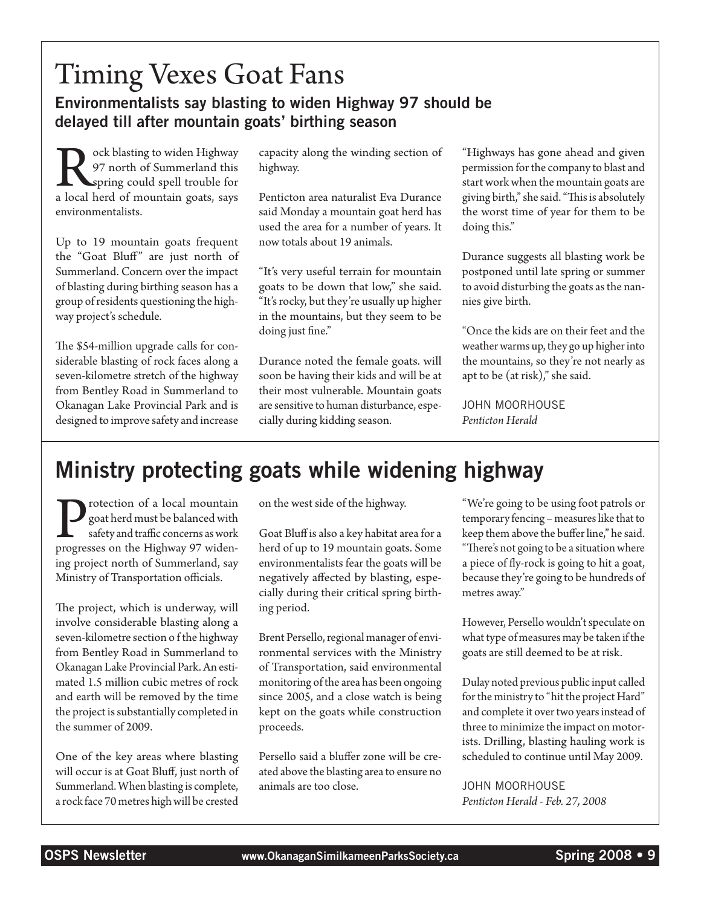# Timing Vexes Goat Fans

**Environmentalists say blasting to widen Highway 97 should be delayed till after mountain goats' birthing season**

Rock blasting to widen Highway 97 north of Summerland this spring could spell trouble for a local herd of mountain goats, says environmentalists.

Up to 19 mountain goats frequent the "Goat Bluff" are just north of Summerland. Concern over the impact of blasting during birthing season has a group of residents questioning the highway project's schedule.

The $54-million upgrade calls for considerable blasting of rock faces along a seven-kilometre stretch of the highway from Bentley Road in Summerland to Okanagan Lake Provincial Park and is designed to improve safety and increase capacity along the winding section of highway.

Penticton area naturalist Eva Durance said Monday a mountain goat herd has used the area for a number of years. It now totals about 19 animals.

"It's very useful terrain for mountain goats to be down that low," she said. "It's rocky, but they're usually up higher in the mountains, but they seem to be doing just fine."

Durance noted the female goats. will soon be having their kids and will be at their most vulnerable. Mountain goats are sensitive to human disturbance, especially during kidding season.

"Highways has gone ahead and given permission for the company to blast and start work when the mountain goats are giving birth," she said. "This is absolutely the worst time of year for them to be doing this."

Durance suggests all blasting work be postponed until late spring or summer to avoid disturbing the goats as the nannies give birth.

"Once the kids are on their feet and the weather warms up, they go up higher into the mountains, so they're not nearly as apt to be (at risk)," she said.

JOHN MOORHOUSE
*Penticton Herald*

# Ministry protecting goats while widening highway

Protection of a local mountain goat herd must be balanced with safety and traffic concerns as work progresses on the Highway 97 widening project north of Summerland, say Ministry of Transportation officials.

The project, which is underway, will involve considerable blasting along a seven-kilometre section o f the highway from Bentley Road in Summerland to Okanagan Lake Provincial Park. An estimated 1.5 million cubic metres of rock and earth will be removed by the time the project is substantially completed in the summer of 2009.

One of the key areas where blasting will occur is at Goat Bluff, just north of Summerland. When blasting is complete, a rock face 70 metres high will be crested on the west side of the highway.

Goat Bluff is also a key habitat area for a herd of up to 19 mountain goats. Some environmentalists fear the goats will be negatively affected by blasting, especially during their critical spring birthing period.

Brent Persello, regional manager of environmental services with the Ministry of Transportation, said environmental monitoring of the area has been ongoing since 2005, and a close watch is being kept on the goats while construction proceeds.

Persello said a bluffer zone will be created above the blasting area to ensure no animals are too close.

"We're going to be using foot patrols or temporary fencing – measures like that to keep them above the buffer line," he said. "There's not going to be a situation where a piece of fly-rock is going to hit a goat, because they're going to be hundreds of metres away."

However, Persello wouldn't speculate on what type of measures may be taken if the goats are still deemed to be at risk.

Dulay noted previous public input called for the ministry to "hit the project Hard" and complete it over two years instead of three to minimize the impact on motorists. Drilling, blasting hauling work is scheduled to continue until May 2009.

JOHN MOORHOUSE
*Penticton Herald - Feb. 27, 2008*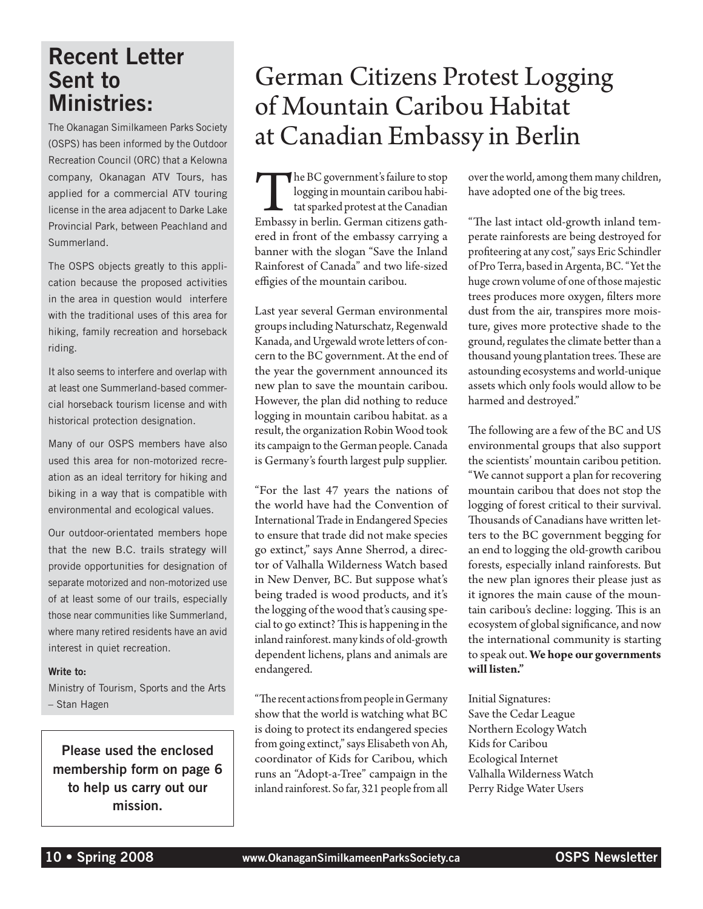## Recent Letter Sent to Ministries:

The Okanagan Similkameen Parks Society (OSPS) has been informed by the Outdoor Recreation Council (ORC) that a Kelowna company, Okanagan ATV Tours, has applied for a commercial ATV touring license in the area adjacent to Darke Lake Provincial Park, between Peachland and Summerland.

The OSPS objects greatly to this application because the proposed activities in the area in question would interfere with the traditional uses of this area for hiking, family recreation and horseback riding.

It also seems to interfere and overlap with at least one Summerland-based commercial horseback tourism license and with historical protection designation.

Many of our OSPS members have also used this area for non-motorized recreation as an ideal territory for hiking and biking in a way that is compatible with environmental and ecological values.

Our outdoor-orientated members hope that the new B.C. trails strategy will provide opportunities for designation of separate motorized and non-motorized use of at least some of our trails, especially those near communities like Summerland, where many retired residents have an avid interest in quiet recreation.

**Write to:**

Ministry of Tourism, Sports and the Arts – Stan Hagen

**Please used the enclosed membership form on page 6 to help us carry out our mission.**

# German Citizens Protest Logging of Mountain Caribou Habitat at Canadian Embassy in Berlin

The BC government's failure to stop logging in mountain caribou habitat sparked protest at the Canadian Embassy in berlin. German citizens gathered in front of the embassy carrying a banner with the slogan "Save the Inland Rainforest of Canada" and two life-sized effigies of the mountain caribou.

Last year several German environmental groups including Naturschatz, Regenwald Kanada, and Urgewald wrote letters of concern to the BC government. At the end of the year the government announced its new plan to save the mountain caribou. However, the plan did nothing to reduce logging in mountain caribou habitat. as a result, the organization Robin Wood took its campaign to the German people. Canada is Germany's fourth largest pulp supplier.

"For the last 47 years the nations of the world have had the Convention of International Trade in Endangered Species to ensure that trade did not make species go extinct," says Anne Sherrod, a director of Valhalla Wilderness Watch based in New Denver, BC. But suppose what's being traded is wood products, and it's the logging of the wood that's causing special to go extinct? This is happening in the inland rainforest. many kinds of old-growth dependent lichens, plans and animals are endangered.

"The recent actions from people in Germany show that the world is watching what BC is doing to protect its endangered species from going extinct," says Elisabeth von Ah, coordinator of Kids for Caribou, which runs an "Adopt-a-Tree" campaign in the inland rainforest. So far, 321 people from all over the world, among them many children, have adopted one of the big trees.

"The last intact old-growth inland temperate rainforests are being destroyed for profiteering at any cost," says Eric Schindler of Pro Terra, based in Argenta, BC. "Yet the huge crown volume of one of those majestic trees produces more oxygen, filters more dust from the air, transpires more moisture, gives more protective shade to the ground, regulates the climate better than a thousand young plantation trees. These are astounding ecosystems and world-unique assets which only fools would allow to be harmed and destroyed."

The following are a few of the BC and US environmental groups that also support the scientists' mountain caribou petition. "We cannot support a plan for recovering mountain caribou that does not stop the logging of forest critical to their survival. Thousands of Canadians have written letters to the BC government begging for an end to logging the old-growth caribou forests, especially inland rainforests. But the new plan ignores their please just as it ignores the main cause of the mountain caribou's decline: logging. This is an ecosystem of global significance, and now the international community is starting to speak out. **We hope our governments will listen."**

Initial Signatures:
Save the Cedar League
Northern Ecology Watch
Kids for Caribou
Ecological Internet
Valhalla Wilderness Watch
Perry Ridge Water Users